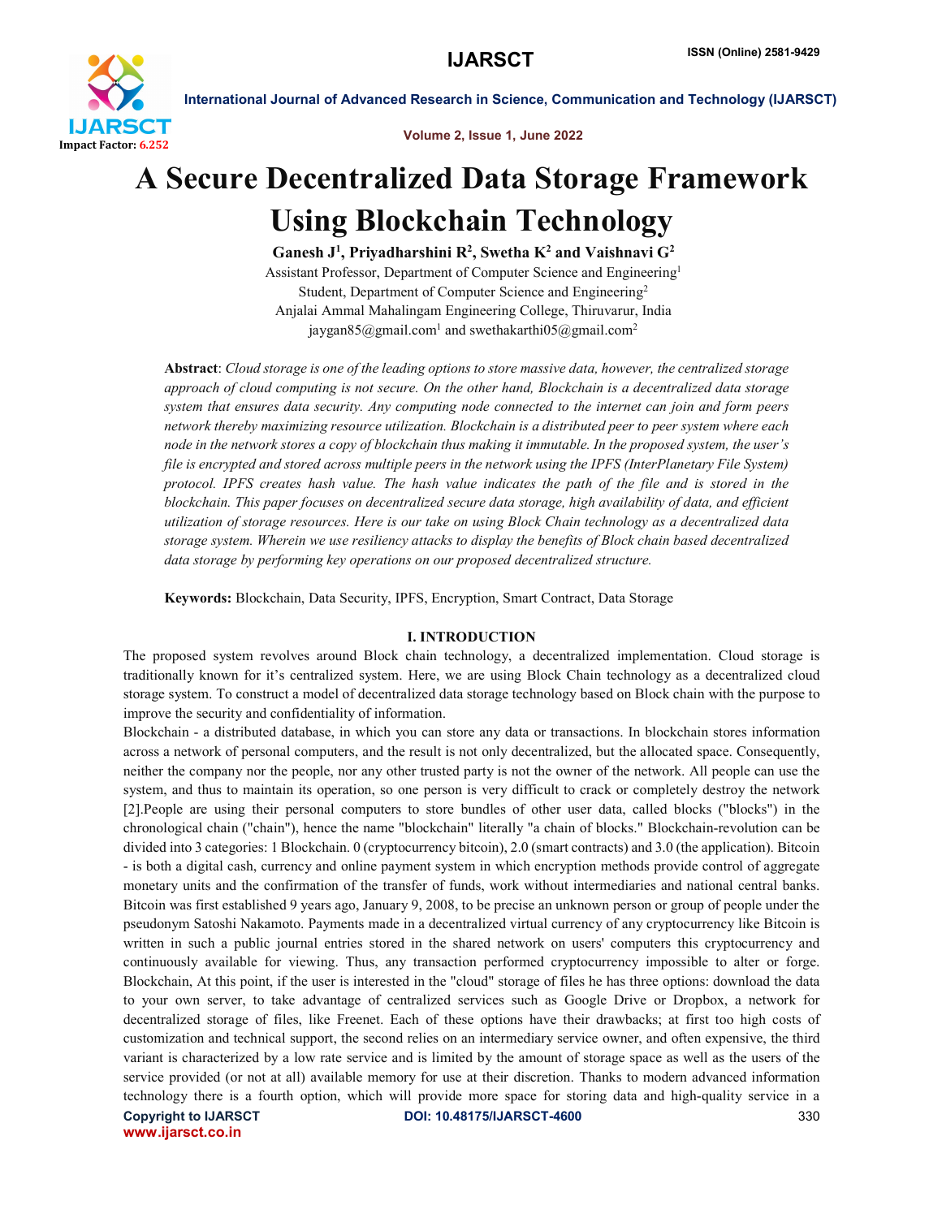# A Secure Decentralized Data Storage Framework Using Blockchain Technology

**Ganesh J[1], Priyadharshini R[2], Swetha K[2] and Vaishnavi G[2]**

Assistant Professor, Department of Computer Science and Engineering[1]

Student, Department of Computer Science and Engineering[2]

Anjalai Ammal Mahalingam Engineering College, Thiruvarur, India

jaygan85@gmail.com[1] and swethakarthi05@gmail.com[2]

**Abstract**: *Cloud storage is one of the leading options to store massive data, however, the centralized storage approach of cloud computing is not secure. On the other hand, Blockchain is a decentralized data storage system that ensures data security. Any computing node connected to the internet can join and form peers network thereby maximizing resource utilization. Blockchain is a distributed peer to peer system where each node in the network stores a copy of blockchain thus making it immutable. In the proposed system, the user's file is encrypted and stored across multiple peers in the network using the IPFS (InterPlanetary File System) protocol. IPFS creates hash value. The hash value indicates the path of the file and is stored in the blockchain. This paper focuses on decentralized secure data storage, high availability of data, and efficient utilization of storage resources. Here is our take on using Block Chain technology as a decentralized data storage system. Wherein we use resiliency attacks to display the benefits of Block chain based decentralized data storage by performing key operations on our proposed decentralized structure.*

**Keywords:** Blockchain, Data Security, IPFS, Encryption, Smart Contract, Data Storage

## I. INTRODUCTION

The proposed system revolves around Block chain technology, a decentralized implementation. Cloud storage is traditionally known for it's centralized system. Here, we are using Block Chain technology as a decentralized cloud storage system. To construct a model of decentralized data storage technology based on Block chain with the purpose to improve the security and confidentiality of information.

Blockchain - a distributed database, in which you can store any data or transactions. In blockchain stores information across a network of personal computers, and the result is not only decentralized, but the allocated space. Consequently, neither the company nor the people, nor any other trusted party is not the owner of the network. All people can use the system, and thus to maintain its operation, so one person is very difficult to crack or completely destroy the network [2].People are using their personal computers to store bundles of other user data, called blocks ("blocks") in the chronological chain ("chain"), hence the name "blockchain" literally "a chain of blocks." Blockchain-revolution can be divided into 3 categories: 1 Blockchain. 0 (cryptocurrency bitcoin), 2.0 (smart contracts) and 3.0 (the application). Bitcoin - is both a digital cash, currency and online payment system in which encryption methods provide control of aggregate monetary units and the confirmation of the transfer of funds, work without intermediaries and national central banks. Bitcoin was first established 9 years ago, January 9, 2008, to be precise an unknown person or group of people under the pseudonym Satoshi Nakamoto. Payments made in a decentralized virtual currency of any cryptocurrency like Bitcoin is written in such a public journal entries stored in the shared network on users' computers this cryptocurrency and continuously available for viewing. Thus, any transaction performed cryptocurrency impossible to alter or forge. Blockchain, At this point, if the user is interested in the "cloud" storage of files he has three options: download the data to your own server, to take advantage of centralized services such as Google Drive or Dropbox, a network for decentralized storage of files, like Freenet. Each of these options have their drawbacks; at first too high costs of customization and technical support, the second relies on an intermediary service owner, and often expensive, the third variant is characterized by a low rate service and is limited by the amount of storage space as well as the users of the service provided (or not at all) available memory for use at their discretion. Thanks to modern advanced information technology there is a fourth option, which will provide more space for storing data and high-quality service in a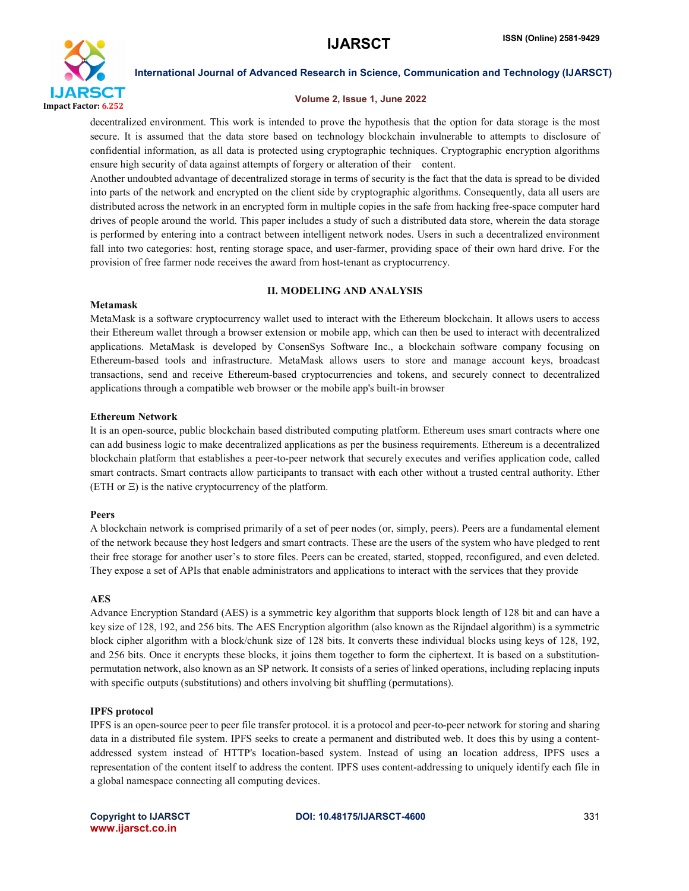decentralized environment. This work is intended to prove the hypothesis that the option for data storage is the most secure. It is assumed that the data store based on technology blockchain invulnerable to attempts to disclosure of confidential information, as all data is protected using cryptographic techniques. Cryptographic encryption algorithms ensure high security of data against attempts of forgery or alteration of their content.

Another undoubted advantage of decentralized storage in terms of security is the fact that the data is spread to be divided into parts of the network and encrypted on the client side by cryptographic algorithms. Consequently, data all users are distributed across the network in an encrypted form in multiple copies in the safe from hacking free-space computer hard drives of people around the world. This paper includes a study of such a distributed data store, wherein the data storage is performed by entering into a contract between intelligent network nodes. Users in such a decentralized environment fall into two categories: host, renting storage space, and user-farmer, providing space of their own hard drive. For the provision of free farmer node receives the award from host-tenant as cryptocurrency.

## II. MODELING AND ANALYSIS

**Metamask**

MetaMask is a software cryptocurrency wallet used to interact with the Ethereum blockchain. It allows users to access their Ethereum wallet through a browser extension or mobile app, which can then be used to interact with decentralized applications. MetaMask is developed by ConsenSys Software Inc., a blockchain software company focusing on Ethereum-based tools and infrastructure. MetaMask allows users to store and manage account keys, broadcast transactions, send and receive Ethereum-based cryptocurrencies and tokens, and securely connect to decentralized applications through a compatible web browser or the mobile app's built-in browser

**Ethereum Network**

It is an open-source, public blockchain based distributed computing platform. Ethereum uses smart contracts where one can add business logic to make decentralized applications as per the business requirements. Ethereum is a decentralized blockchain platform that establishes a peer-to-peer network that securely executes and verifies application code, called smart contracts. Smart contracts allow participants to transact with each other without a trusted central authority. Ether (ETH or Ξ) is the native cryptocurrency of the platform.

**Peers**

A blockchain network is comprised primarily of a set of peer nodes (or, simply, peers). Peers are a fundamental element of the network because they host ledgers and smart contracts. These are the users of the system who have pledged to rent their free storage for another user's to store files. Peers can be created, started, stopped, reconfigured, and even deleted. They expose a set of APIs that enable administrators and applications to interact with the services that they provide

**AES**

Advance Encryption Standard (AES) is a symmetric key algorithm that supports block length of 128 bit and can have a key size of 128, 192, and 256 bits. The AES Encryption algorithm (also known as the Rijndael algorithm) is a symmetric block cipher algorithm with a block/chunk size of 128 bits. It converts these individual blocks using keys of 128, 192, and 256 bits. Once it encrypts these blocks, it joins them together to form the ciphertext. It is based on a substitution-permutation network, also known as an SP network. It consists of a series of linked operations, including replacing inputs with specific outputs (substitutions) and others involving bit shuffling (permutations).

**IPFS protocol**

IPFS is an open-source peer to peer file transfer protocol. it is a protocol and peer-to-peer network for storing and sharing data in a distributed file system. IPFS seeks to create a permanent and distributed web. It does this by using a content-addressed system instead of HTTP's location-based system. Instead of using an location address, IPFS uses a representation of the content itself to address the content. IPFS uses content-addressing to uniquely identify each file in a global namespace connecting all computing devices.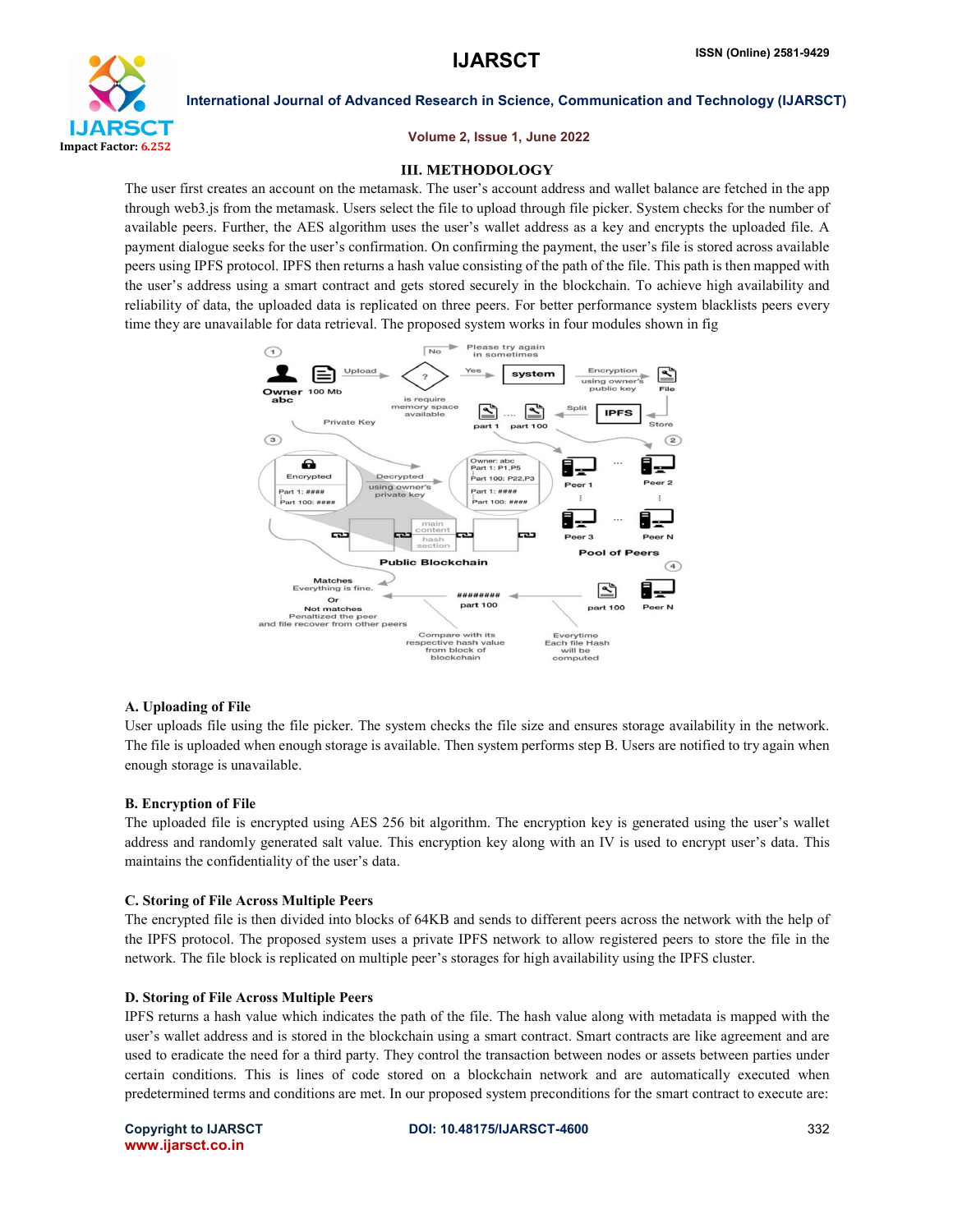## III. METHODOLOGY

The user first creates an account on the metamask. The user's account address and wallet balance are fetched in the app through web3.js from the metamask. Users select the file to upload through file picker. System checks for the number of available peers. Further, the AES algorithm uses the user's wallet address as a key and encrypts the uploaded file. A payment dialogue seeks for the user's confirmation. On confirming the payment, the user's file is stored across available peers using IPFS protocol. IPFS then returns a hash value consisting of the path of the file. This path is then mapped with the user's address using a smart contract and gets stored securely in the blockchain. To achieve high availability and reliability of data, the uploaded data is replicated on three peers. For better performance system blacklists peers every time they are unavailable for data retrieval. The proposed system works in four modules shown in fig

### A. Uploading of File

User uploads file using the file picker. The system checks the file size and ensures storage availability in the network. The file is uploaded when enough storage is available. Then system performs step B. Users are notified to try again when enough storage is unavailable.

### B. Encryption of File

The uploaded file is encrypted using AES 256 bit algorithm. The encryption key is generated using the user's wallet address and randomly generated salt value. This encryption key along with an IV is used to encrypt user's data. This maintains the confidentiality of the user's data.

### C. Storing of File Across Multiple Peers

The encrypted file is then divided into blocks of 64KB and sends to different peers across the network with the help of the IPFS protocol. The proposed system uses a private IPFS network to allow registered peers to store the file in the network. The file block is replicated on multiple peer's storages for high availability using the IPFS cluster.

### D. Storing of File Across Multiple Peers

IPFS returns a hash value which indicates the path of the file. The hash value along with metadata is mapped with the user's wallet address and is stored in the blockchain using a smart contract. Smart contracts are like agreement and are used to eradicate the need for a third party. They control the transaction between nodes or assets between parties under certain conditions. This is lines of code stored on a blockchain network and are automatically executed when predetermined terms and conditions are met. In our proposed system preconditions for the smart contract to execute are: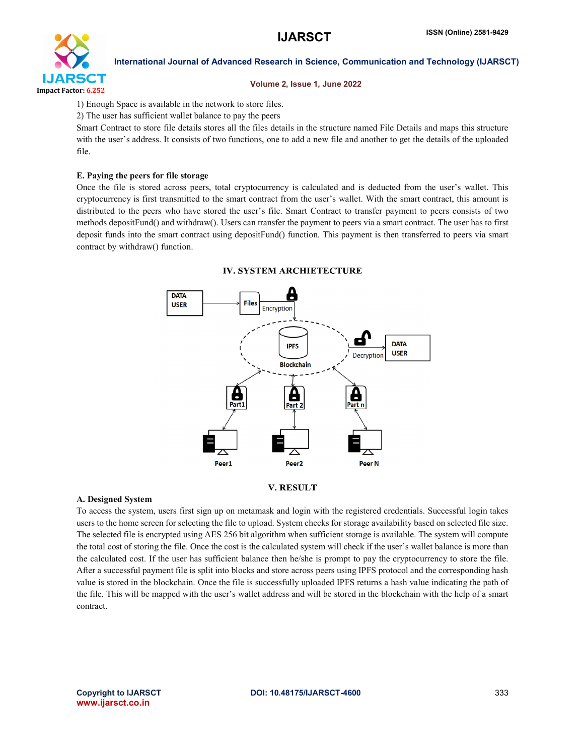1) Enough Space is available in the network to store files.

2) The user has sufficient wallet balance to pay the peers

Smart Contract to store file details stores all the files details in the structure named File Details and maps this structure with the user's address. It consists of two functions, one to add a new file and another to get the details of the uploaded file.

### E. Paying the peers for file storage

Once the file is stored across peers, total cryptocurrency is calculated and is deducted from the user's wallet. This cryptocurrency is first transmitted to the smart contract from the user's wallet. With the smart contract, this amount is distributed to the peers who have stored the user's file. Smart Contract to transfer payment to peers consists of two methods depositFund() and withdraw(). Users can transfer the payment to peers via a smart contract. The user has to first deposit funds into the smart contract using depositFund() function. This payment is then transferred to peers via smart contract by withdraw() function.

## IV. SYSTEM ARCHIETECTURE

## V. RESULT

### A. Designed System

To access the system, users first sign up on metamask and login with the registered credentials. Successful login takes users to the home screen for selecting the file to upload. System checks for storage availability based on selected file size. The selected file is encrypted using AES 256 bit algorithm when sufficient storage is available. The system will compute the total cost of storing the file. Once the cost is the calculated system will check if the user's wallet balance is more than the calculated cost. If the user has sufficient balance then he/she is prompt to pay the cryptocurrency to store the file. After a successful payment file is split into blocks and store across peers using IPFS protocol and the corresponding hash value is stored in the blockchain. Once the file is successfully uploaded IPFS returns a hash value indicating the path of the file. This will be mapped with the user's wallet address and will be stored in the blockchain with the help of a smart contract.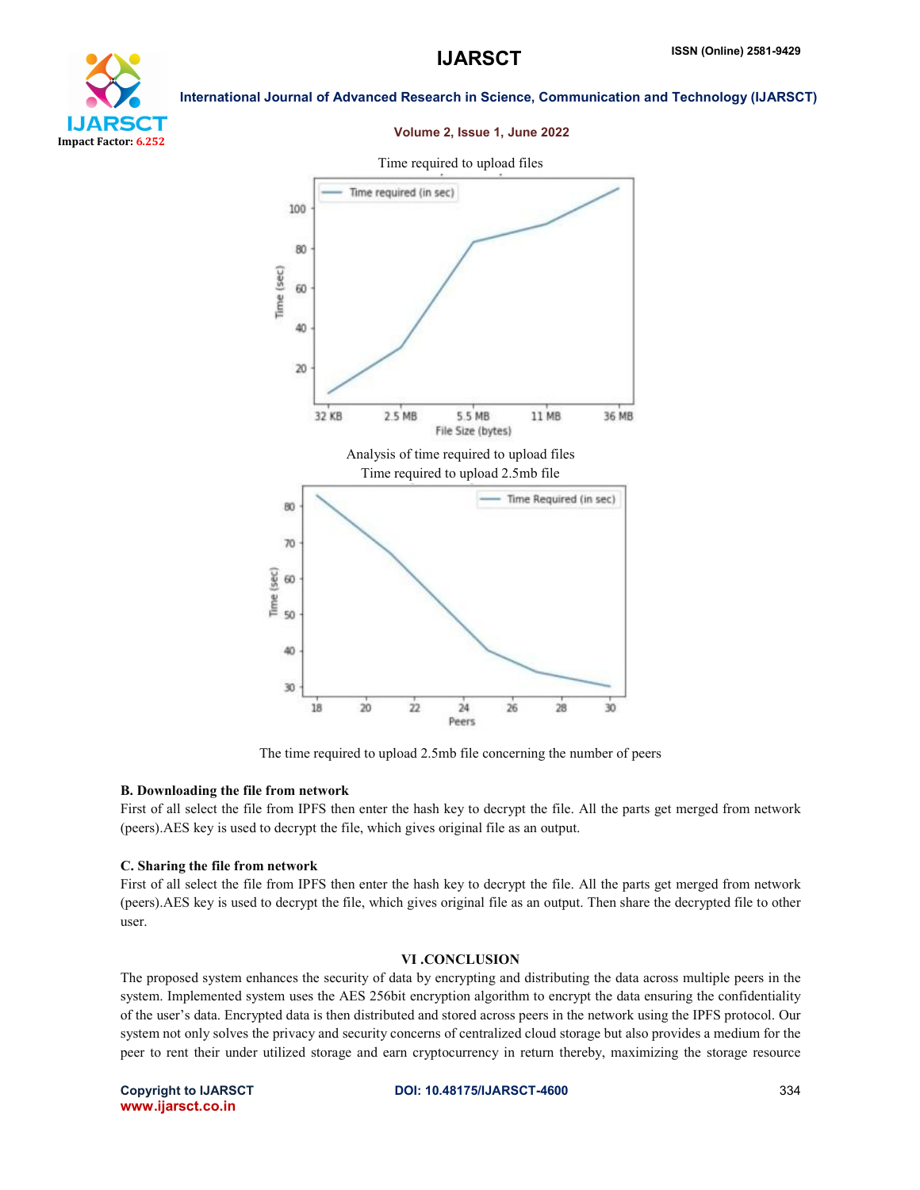Time required to upload files

Analysis of time required to upload files

Time required to upload 2.5mb file

The time required to upload 2.5mb file concerning the number of peers

### B. Downloading the file from network

First of all select the file from IPFS then enter the hash key to decrypt the file. All the parts get merged from network (peers).AES key is used to decrypt the file, which gives original file as an output.

### C. Sharing the file from network

First of all select the file from IPFS then enter the hash key to decrypt the file. All the parts get merged from network (peers).AES key is used to decrypt the file, which gives original file as an output. Then share the decrypted file to other user.

## VI .CONCLUSION

The proposed system enhances the security of data by encrypting and distributing the data across multiple peers in the system. Implemented system uses the AES 256bit encryption algorithm to encrypt the data ensuring the confidentiality of the user's data. Encrypted data is then distributed and stored across peers in the network using the IPFS protocol. Our system not only solves the privacy and security concerns of centralized cloud storage but also provides a medium for the peer to rent their under utilized storage and earn cryptocurrency in return thereby, maximizing the storage resource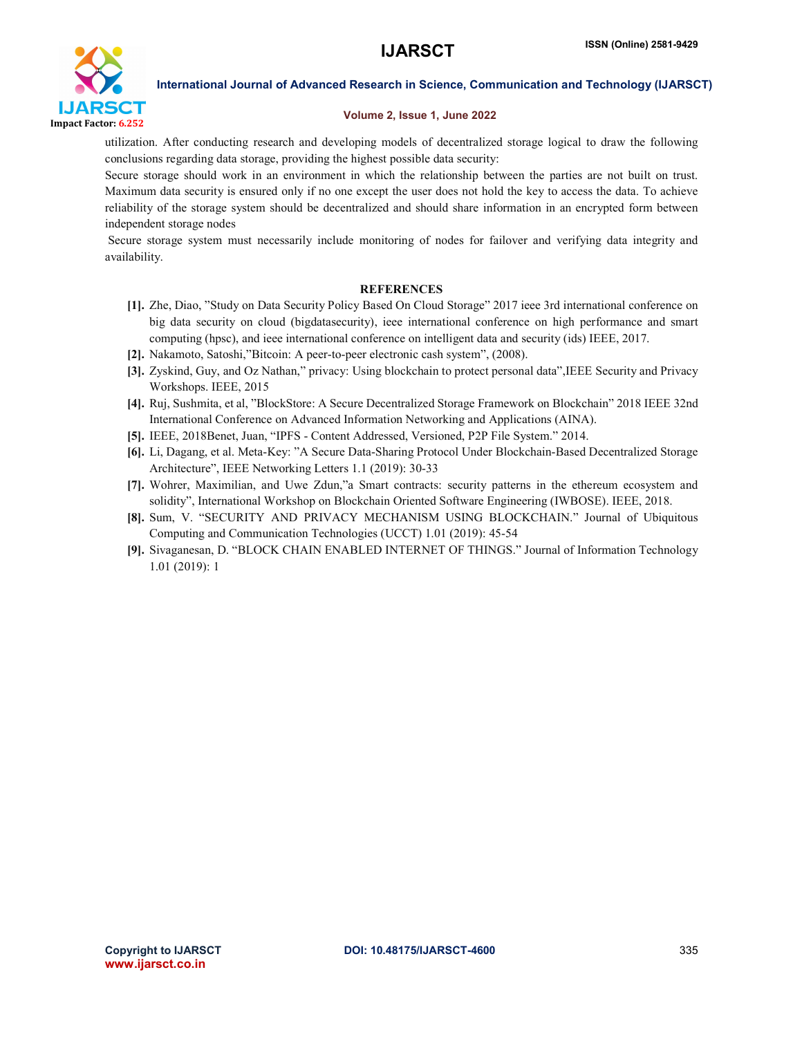utilization. After conducting research and developing models of decentralized storage logical to draw the following conclusions regarding data storage, providing the highest possible data security:

Secure storage should work in an environment in which the relationship between the parties are not built on trust. Maximum data security is ensured only if no one except the user does not hold the key to access the data. To achieve reliability of the storage system should be decentralized and should share information in an encrypted form between independent storage nodes

Secure storage system must necessarily include monitoring of nodes for failover and verifying data integrity and availability.

## REFERENCES

- **[1].** Zhe, Diao, "Study on Data Security Policy Based On Cloud Storage" 2017 ieee 3rd international conference on big data security on cloud (bigdatasecurity), ieee international conference on high performance and smart computing (hpsc), and ieee international conference on intelligent data and security (ids) IEEE, 2017.
- **[2].** Nakamoto, Satoshi,"Bitcoin: A peer-to-peer electronic cash system", (2008).
- **[3].** Zyskind, Guy, and Oz Nathan," privacy: Using blockchain to protect personal data",IEEE Security and Privacy Workshops. IEEE, 2015
- **[4].** Ruj, Sushmita, et al, "BlockStore: A Secure Decentralized Storage Framework on Blockchain" 2018 IEEE 32nd International Conference on Advanced Information Networking and Applications (AINA).
- **[5].** IEEE, 2018Benet, Juan, "IPFS - Content Addressed, Versioned, P2P File System." 2014.
- **[6].** Li, Dagang, et al. Meta-Key: "A Secure Data-Sharing Protocol Under Blockchain-Based Decentralized Storage Architecture", IEEE Networking Letters 1.1 (2019): 30-33
- **[7].** Wohrer, Maximilian, and Uwe Zdun,"a Smart contracts: security patterns in the ethereum ecosystem and solidity", International Workshop on Blockchain Oriented Software Engineering (IWBOSE). IEEE, 2018.
- **[8].** Sum, V. "SECURITY AND PRIVACY MECHANISM USING BLOCKCHAIN." Journal of Ubiquitous Computing and Communication Technologies (UCCT) 1.01 (2019): 45-54
- **[9].** Sivaganesan, D. "BLOCK CHAIN ENABLED INTERNET OF THINGS." Journal of Information Technology 1.01 (2019): 1